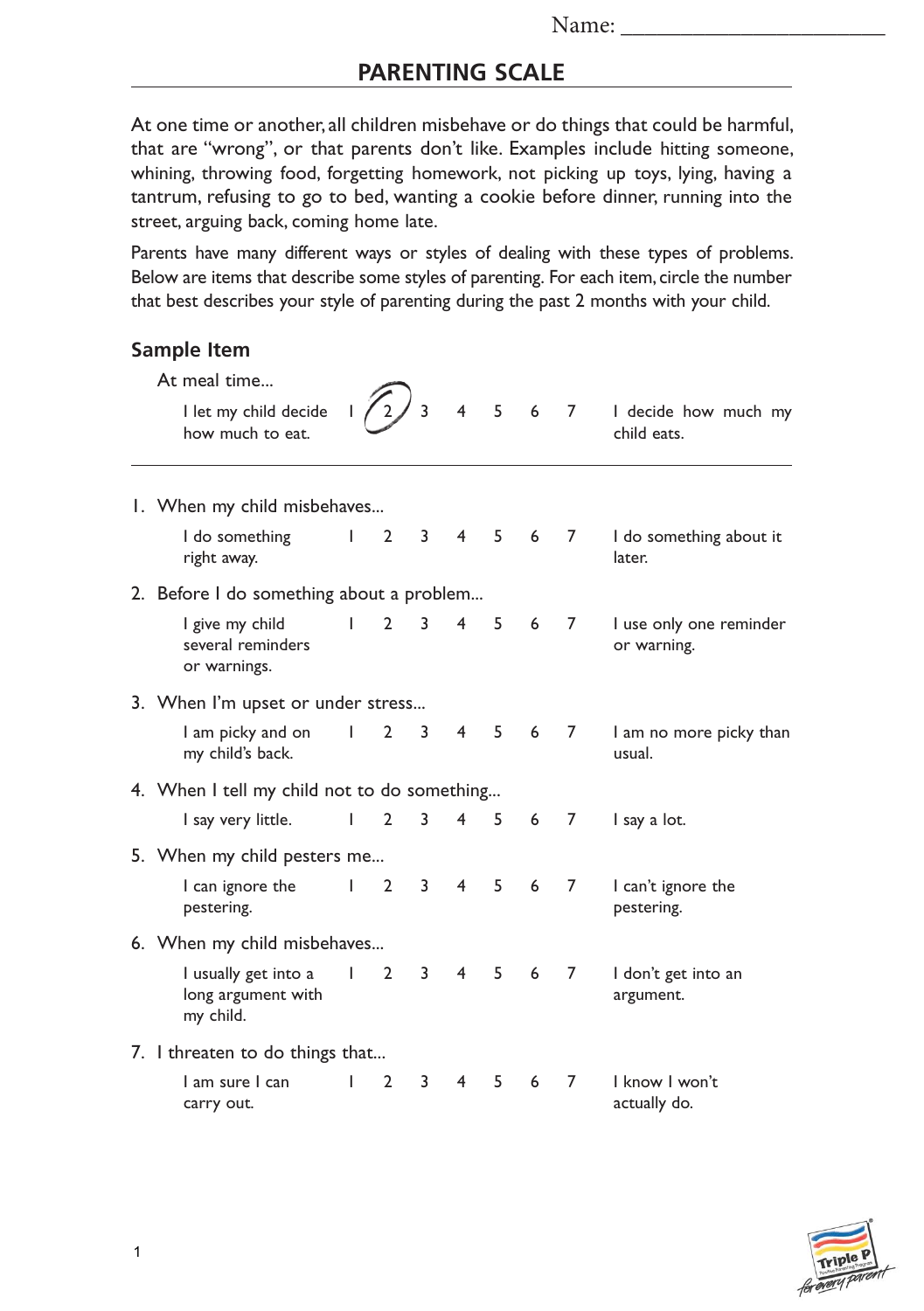Name: ______________________

# PARENTING SCALE

At one time or another, all children misbehave or do things that could be harmful, that are "wrong", or that parents don't like. Examples include hitting someone, whining, throwing food, forgetting homework, not picking up toys, lying, having a tantrum, refusing to go to bed, wanting a cookie before dinner, running into the street, arguing back, coming home late.

Parents have many different ways or styles of dealing with these types of problems. Below are items that describe some styles of parenting. For each item, circle the number that best describes your style of parenting during the past 2 months with your child.

## Sample Item

At meal time...

| | | | | | | | | |
|---|---|---|---|---|---|---|---|---|
| I let my child decide how much to eat. | 1 | (2) | 3 | 4 | 5 | 6 | 7 | I decide how much my child eats. |

---

1. When my child misbehaves...

| | | | | | | | | |
|---|---|---|---|---|---|---|---|---|
| I do something right away. | 1 | 2 | 3 | 4 | 5 | 6 | 7 | I do something about it later. |

2. Before I do something about a problem...

| | | | | | | | | |
|---|---|---|---|---|---|---|---|---|
| I give my child several reminders or warnings. | 1 | 2 | 3 | 4 | 5 | 6 | 7 | I use only one reminder or warning. |

3. When I'm upset or under stress...

| | | | | | | | | |
|---|---|---|---|---|---|---|---|---|
| I am picky and on my child's back. | 1 | 2 | 3 | 4 | 5 | 6 | 7 | I am no more picky than usual. |

4. When I tell my child not to do something...

| | | | | | | | | |
|---|---|---|---|---|---|---|---|---|
| I say very little. | 1 | 2 | 3 | 4 | 5 | 6 | 7 | I say a lot. |

5. When my child pesters me...

| | | | | | | | | |
|---|---|---|---|---|---|---|---|---|
| I can ignore the pestering. | 1 | 2 | 3 | 4 | 5 | 6 | 7 | I can't ignore the pestering. |

6. When my child misbehaves...

| | | | | | | | | |
|---|---|---|---|---|---|---|---|---|
| I usually get into a long argument with my child. | 1 | 2 | 3 | 4 | 5 | 6 | 7 | I don't get into an argument. |

7. I threaten to do things that...

| | | | | | | | | |
|---|---|---|---|---|---|---|---|---|
| I am sure I can carry out. | 1 | 2 | 3 | 4 | 5 | 6 | 7 | I know I won't actually do. |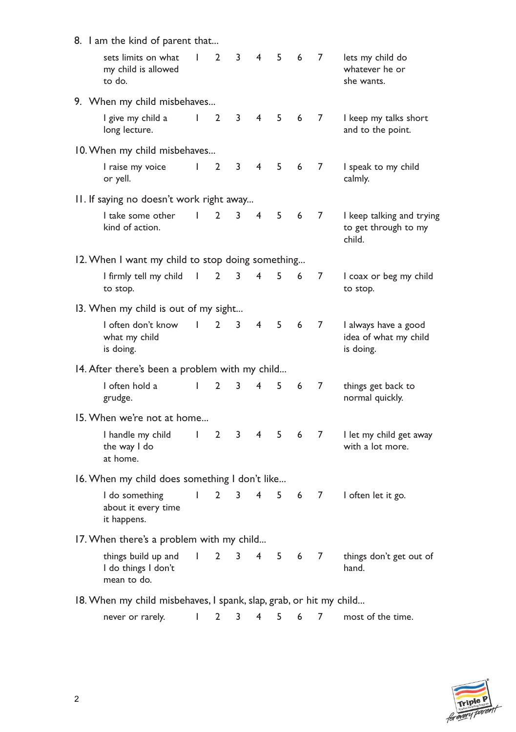8. I am the kind of parent that...

| sets limits on what my child is allowed to do. | 1 | 2 | 3 | 4 | 5 | 6 | 7 | lets my child do whatever he or she wants. |
|---|---|---|---|---|---|---|---|---|

9. When my child misbehaves...

| I give my child a long lecture. | 1 | 2 | 3 | 4 | 5 | 6 | 7 | I keep my talks short and to the point. |
|---|---|---|---|---|---|---|---|---|

10. When my child misbehaves...

| I raise my voice or yell. | 1 | 2 | 3 | 4 | 5 | 6 | 7 | I speak to my child calmly. |
|---|---|---|---|---|---|---|---|---|

11. If saying no doesn't work right away...

| I take some other kind of action. | 1 | 2 | 3 | 4 | 5 | 6 | 7 | I keep talking and trying to get through to my child. |
|---|---|---|---|---|---|---|---|---|

12. When I want my child to stop doing something...

| I firmly tell my child to stop. | 1 | 2 | 3 | 4 | 5 | 6 | 7 | I coax or beg my child to stop. |
|---|---|---|---|---|---|---|---|---|

13. When my child is out of my sight...

| I often don't know what my child is doing. | 1 | 2 | 3 | 4 | 5 | 6 | 7 | I always have a good idea of what my child is doing. |
|---|---|---|---|---|---|---|---|---|

14. After there's been a problem with my child...

| I often hold a grudge. | 1 | 2 | 3 | 4 | 5 | 6 | 7 | things get back to normal quickly. |
|---|---|---|---|---|---|---|---|---|

15. When we're not at home...

| I handle my child the way I do at home. | 1 | 2 | 3 | 4 | 5 | 6 | 7 | I let my child get away with a lot more. |
|---|---|---|---|---|---|---|---|---|

16. When my child does something I don't like...

| I do something about it every time it happens. | 1 | 2 | 3 | 4 | 5 | 6 | 7 | I often let it go. |
|---|---|---|---|---|---|---|---|---|

17. When there's a problem with my child...

| things build up and I do things I don't mean to do. | 1 | 2 | 3 | 4 | 5 | 6 | 7 | things don't get out of hand. |
|---|---|---|---|---|---|---|---|---|

18. When my child misbehaves, I spank, slap, grab, or hit my child...

| never or rarely. | 1 | 2 | 3 | 4 | 5 | 6 | 7 | most of the time. |
|---|---|---|---|---|---|---|---|---|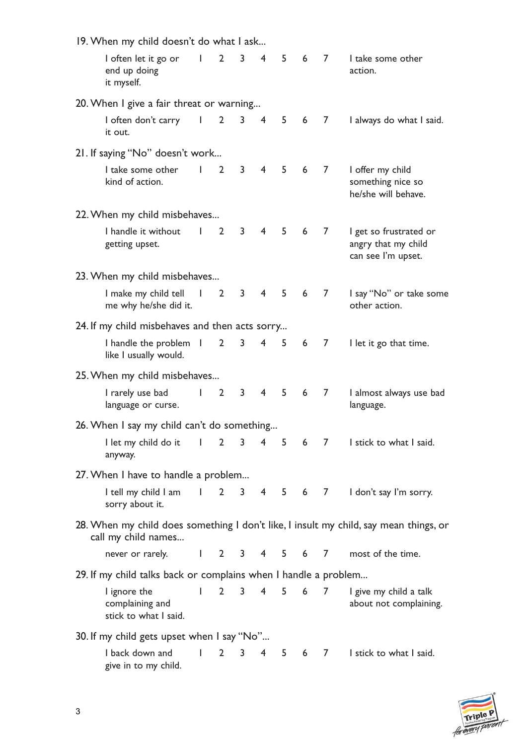19. When my child doesn't do what I ask...

| | | | | | | | | |
|---|---|---|---|---|---|---|---|---|
| I often let it go or end up doing it myself. | 1 | 2 | 3 | 4 | 5 | 6 | 7 | I take some other action. |

20. When I give a fair threat or warning...

| | | | | | | | | |
|---|---|---|---|---|---|---|---|---|
| I often don't carry it out. | 1 | 2 | 3 | 4 | 5 | 6 | 7 | I always do what I said. |

21. If saying "No" doesn't work...

| | | | | | | | | |
|---|---|---|---|---|---|---|---|---|
| I take some other kind of action. | 1 | 2 | 3 | 4 | 5 | 6 | 7 | I offer my child something nice so he/she will behave. |

22. When my child misbehaves...

| | | | | | | | | |
|---|---|---|---|---|---|---|---|---|
| I handle it without getting upset. | 1 | 2 | 3 | 4 | 5 | 6 | 7 | I get so frustrated or angry that my child can see I'm upset. |

23. When my child misbehaves...

| | | | | | | | | |
|---|---|---|---|---|---|---|---|---|
| I make my child tell me why he/she did it. | 1 | 2 | 3 | 4 | 5 | 6 | 7 | I say "No" or take some other action. |

24. If my child misbehaves and then acts sorry...

| | | | | | | | | |
|---|---|---|---|---|---|---|---|---|
| I handle the problem like I usually would. | 1 | 2 | 3 | 4 | 5 | 6 | 7 | I let it go that time. |

25. When my child misbehaves...

| | | | | | | | | |
|---|---|---|---|---|---|---|---|---|
| I rarely use bad language or curse. | 1 | 2 | 3 | 4 | 5 | 6 | 7 | I almost always use bad language. |

26. When I say my child can't do something...

| | | | | | | | | |
|---|---|---|---|---|---|---|---|---|
| I let my child do it anyway. | 1 | 2 | 3 | 4 | 5 | 6 | 7 | I stick to what I said. |

27. When I have to handle a problem...

| | | | | | | | | |
|---|---|---|---|---|---|---|---|---|
| I tell my child I am sorry about it. | 1 | 2 | 3 | 4 | 5 | 6 | 7 | I don't say I'm sorry. |

28. When my child does something I don't like, I insult my child, say mean things, or call my child names...

| | | | | | | | | |
|---|---|---|---|---|---|---|---|---|
| never or rarely. | 1 | 2 | 3 | 4 | 5 | 6 | 7 | most of the time. |

29. If my child talks back or complains when I handle a problem...

| | | | | | | | | |
|---|---|---|---|---|---|---|---|---|
| I ignore the complaining and stick to what I said. | 1 | 2 | 3 | 4 | 5 | 6 | 7 | I give my child a talk about not complaining. |

30. If my child gets upset when I say "No"...

| | | | | | | | | |
|---|---|---|---|---|---|---|---|---|
| I back down and give in to my child. | 1 | 2 | 3 | 4 | 5 | 6 | 7 | I stick to what I said. |

Triple P
for every parent